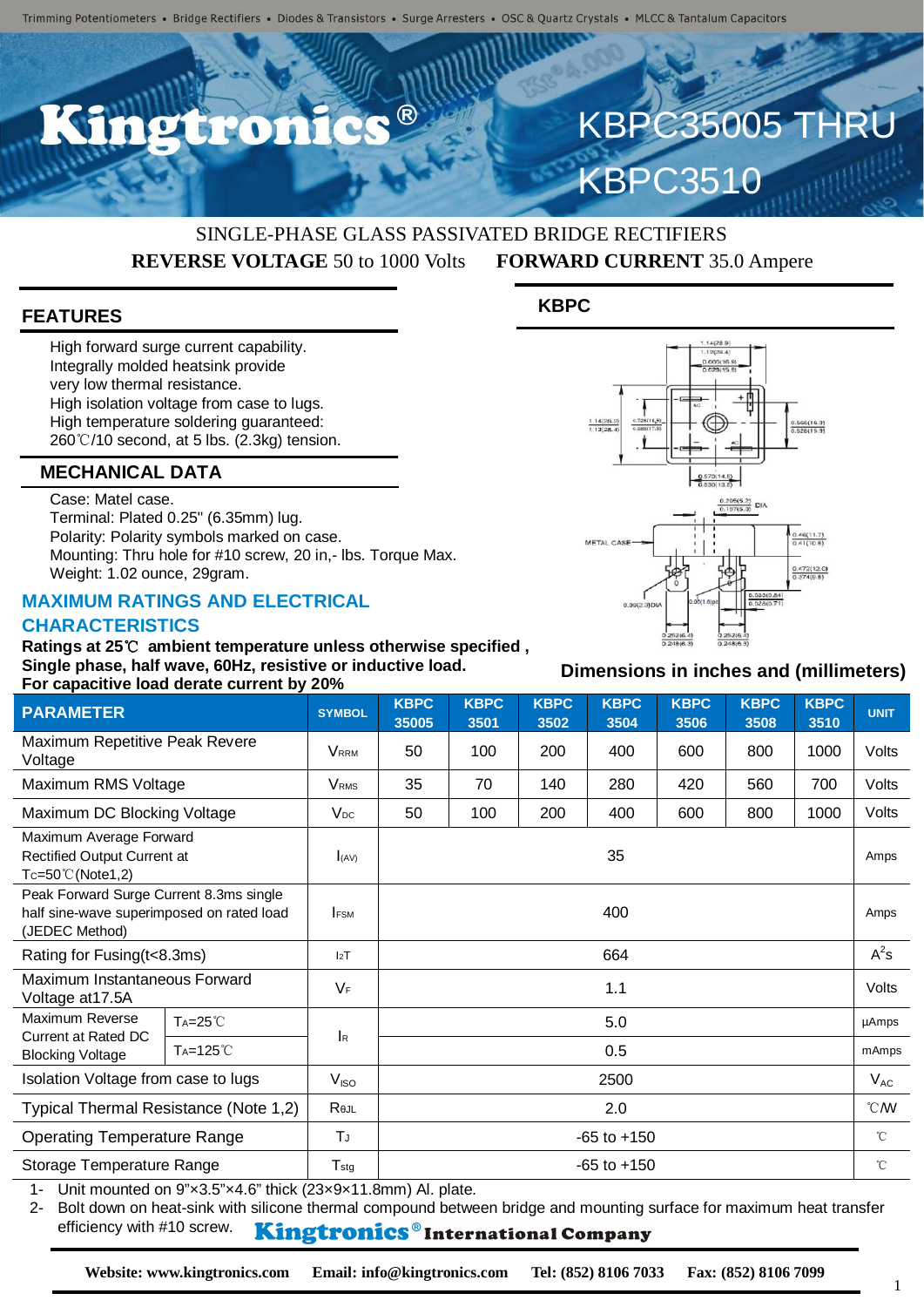Trimming Potentiometers • Bridge Rectifiers • Diodes & Transistors • Surge Arresters • OSC & Quartz Crystals • MLCC & Tantalum Capacitors

# Kingtronics® KBPC35005 THRU KBPC3510

SINGLE-PHASE GLASS PASSIVATED BRIDGE RECTIFIERS

**REVERSE VOLTAGE** 50 to 1000 Volts **FORWARD CURRENT** 35.0 Ampere

## FEATURES

- High forward surge current capability.
- Integrally molded heatsink provide very low thermal resistance.
- High isolation voltage from case to lugs.
- High temperature soldering guaranteed: 260℃/10 second, at 5 lbs. (2.3kg) tension.

## MECHANICAL DATA

- Case: Matel case.
- Terminal: Plated 0.25" (6.35mm) lug.
- Polarity: Polarity symbols marked on case.
- Mounting: Thru hole for #10 screw, 20 in,- lbs. Torque Max.
- Weight: 1.02 ounce, 29gram.

## KBPC

Dimensions in inches and (millimeters)

## MAXIMUM RATINGS AND ELECTRICAL CHARACTERISTICS

**Ratings at 25℃ ambient temperature unless otherwise specified ,**
**Single phase, half wave, 60Hz, resistive or inductive load.**
**For capacitive load derate current by 20%**

| PARAMETER | | SYMBOL | KBPC 35005 | KBPC 3501 | KBPC 3502 | KBPC 3504 | KBPC 3506 | KBPC 3508 | KBPC 3510 | UNIT |
|---|---|---|---|---|---|---|---|---|---|---|
| Maximum Repetitive Peak Revere Voltage | | $V_{RRM}$ | 50 | 100 | 200 | 400 | 600 | 800 | 1000 | Volts |
| Maximum RMS Voltage | | $V_{RMS}$ | 35 | 70 | 140 | 280 | 420 | 560 | 700 | Volts |
| Maximum DC Blocking Voltage | | $V_{DC}$ | 50 | 100 | 200 | 400 | 600 | 800 | 1000 | Volts |
| Maximum Average Forward Rectified Output Current at $T_C$=50℃(Note1,2) | | $I_{(AV)}$ | 35 | | | | | | | Amps |
| Peak Forward Surge Current 8.3ms single half sine-wave superimposed on rated load (JEDEC Method) | | $I_{FSM}$ | 400 | | | | | | | Amps |
| Rating for Fusing(t<8.3ms) | | $I^2T$ | 664 | | | | | | | $A^2s$ |
| Maximum Instantaneous Forward Voltage at17.5A | | $V_F$ | 1.1 | | | | | | | Volts |
| Maximum Reverse Current at Rated DC Blocking Voltage | $T_A$=25℃ | $I_R$ | 5.0 | | | | | | | μAmps |
| | $T_A$=125℃ | | 0.5 | | | | | | | mAmps |
| Isolation Voltage from case to lugs | | $V_{ISO}$ | 2500 | | | | | | | $V_{AC}$ |
| Typical Thermal Resistance (Note 1,2) | | $R_{\theta JL}$ | 2.0 | | | | | | | ℃/W |
| Operating Temperature Range | | $T_J$ | -65 to +150 | | | | | | | ℃ |
| Storage Temperature Range | | $T_{stg}$ | -65 to +150 | | | | | | | ℃ |

1- Unit mounted on 9"×3.5"×4.6" thick (23×9×11.8mm) Al. plate.
2- Bolt down on heat-sink with silicone thermal compound between bridge and mounting surface for maximum heat transfer efficiency with #10 screw.

**Kingtronics® International Company**

**Website: www.kingtronics.com Email: info@kingtronics.com Tel: (852) 8106 7033 Fax: (852) 8106 7099**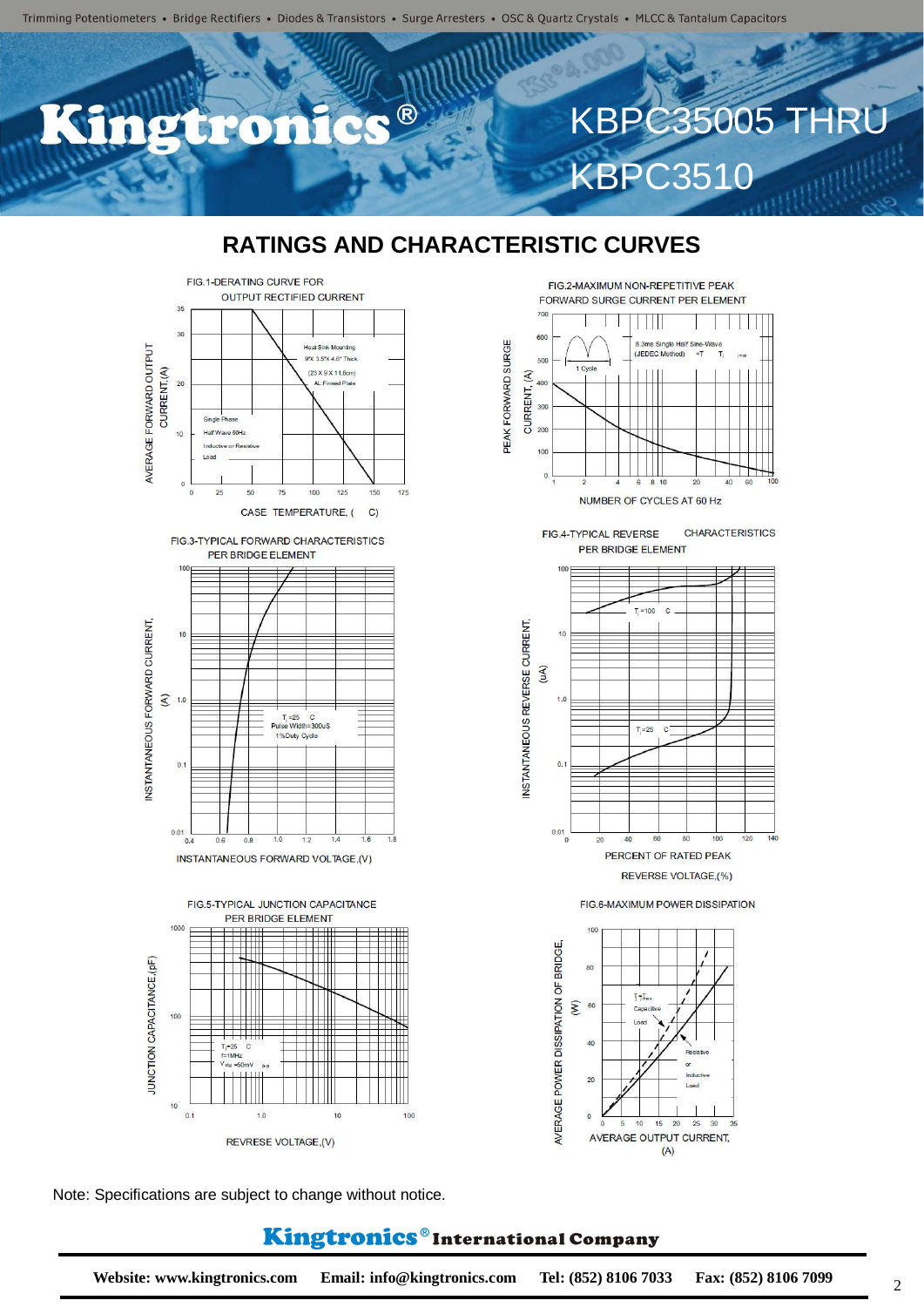# KBPC35005 THRU KBPC3510

## RATINGS AND CHARACTERISTIC CURVES

FIG.1-DERATING CURVE FOR OUTPUT RECTIFIED CURRENT

AVERAGE FORWARD OUTPUT CURRENT,(A)

35
30
20
10
0

0 25 50 75 100 125 150 175

CASE TEMPERATURE, ( C)

Heat Sink Mounting
9"X 3.5"X 4.6" Thick
(23 X 9 X 11.8cm)
AL.Finned Plate

Single Phase
Half Wave 60Hz
Inductive or Resistive
Load

FIG.2-MAXIMUM NON-REPETITIVE PEAK FORWARD SURGE CURRENT PER ELEMENT

PEAK FORWARD SURGE CURRENT, (A)

700
600
500
400
300
200
100
0

1 2 4 6 8 10 20 40 60 100

NUMBER OF CYCLES AT 60 Hz

8.3ms Single Half Sine-Wave
(JEDEC Method) $=T_J$ max

1 Cycle

FIG.3-TYPICAL FORWARD CHARACTERISTICS PER BRIDGE ELEMENT

INSTANTANEOUS FORWARD CURRENT, (A)

100
10
1.0
0.1
0.01

0.4 0.6 0.8 1.0 1.2 1.4 1.6 1.8

INSTANTANEOUS FORWARD VOLTAGE,(V)

$T_J$=25 C
Pulse Width=300uS
1%Duty Cycle

FIG.4-TYPICAL REVERSE CHARACTERISTICS PER BRIDGE ELEMENT

INSTANTANEOUS REVERSE CURRENT, (uA)

100
10
1.0
0.1
0.01

0 20 40 60 80 100 120 140

PERCENT OF RATED PEAK REVERSE VOLTAGE,(%)

$T_J$=100 C

$T_J$=25 C

FIG.5-TYPICAL JUNCTION CAPACITANCE PER BRIDGE ELEMENT

JUNCTION CAPACITANCE,(pF)

1000
100
10

0.1 1.0 10 100

REVRESE VOLTAGE,(V)

$T_J$=25 C
f=1MHz
$V_{sig}$ =50mV p-p

FIG.6-MAXIMUM POWER DISSIPATION

AVERAGE POWER DISSIPATION OF BRIDGE, (W)

100
80
60
40
20
0

0 5 10 15 20 25 30 35

AVERAGE OUTPUT CURRENT, (A)

$T_J=T_{Jmax}$
Capacitive
Load

Resistive
or
Inductive
Load

Note: Specifications are subject to change without notice.

**Kingtronics® International Company**

**Website: www.kingtronics.com Email: info@kingtronics.com Tel: (852) 8106 7033 Fax: (852) 8106 7099**